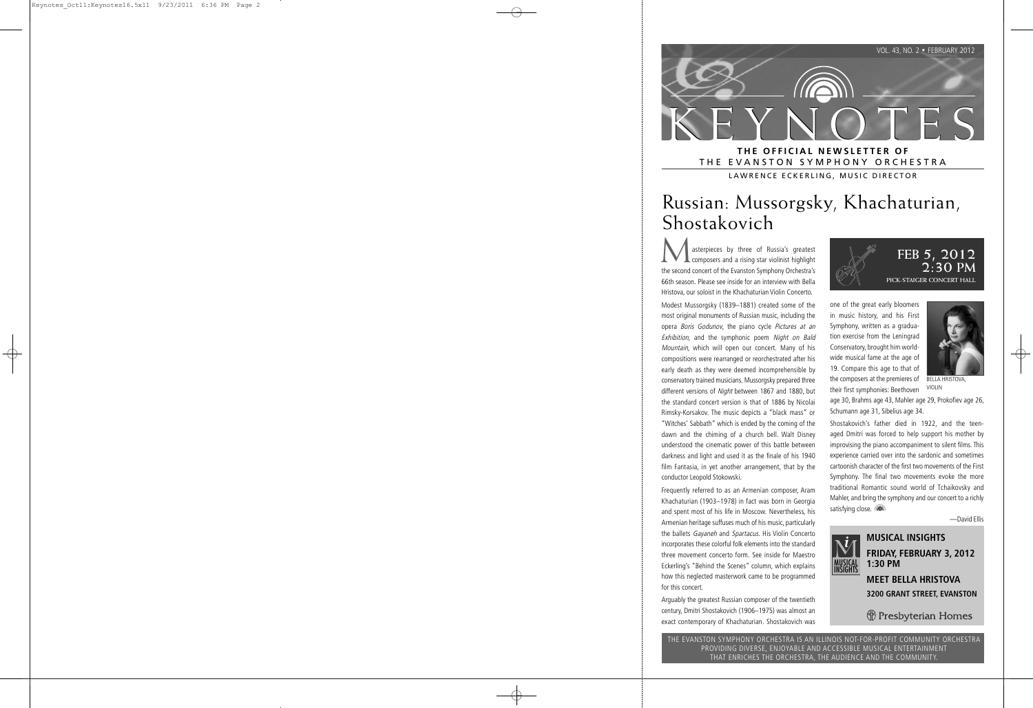VOL. 43, NO. 2 • FEBRUARY 2012

# KEYNOTES

**THE OFFICIAL NEWSLETTER OF**
THE EVANSTON SYMPHONY ORCHESTRA

LAWRENCE ECKERLING, MUSIC DIRECTOR

# Russian: Mussorgsky, Khachaturian, Shostakovich

**FEB 5, 2012**
**2:30 PM**
PICK-STAIGER CONCERT HALL

Masterpieces by three of Russia's greatest composers and a rising star violinist highlight the second concert of the Evanston Symphony Orchestra's 66th season. Please see inside for an interview with Bella Hristova, our soloist in the Khachaturian Violin Concerto.

Modest Mussorgsky (1839–1881) created some of the most original monuments of Russian music, including the opera *Boris Godunov*, the piano cycle *Pictures at an Exhibition*, and the symphonic poem *Night on Bald Mountain*, which will open our concert. Many of his compositions were rearranged or reorchestrated after his early death as they were deemed incomprehensible by conservatory trained musicians. Mussorgsky prepared three different versions of *Night* between 1867 and 1880, but the standard concert version is that of 1886 by Nicolai Rimsky-Korsakov. The music depicts a "black mass" or "Witches' Sabbath" which is ended by the coming of the dawn and the chiming of a church bell. Walt Disney understood the cinematic power of this battle between darkness and light and used it as the finale of his 1940 film Fantasia, in yet another arrangement, that by the conductor Leopold Stokowski.

Frequently referred to as an Armenian composer, Aram Khachaturian (1903–1978) in fact was born in Georgia and spent most of his life in Moscow. Nevertheless, his Armenian heritage suffuses much of his music, particularly the ballets *Gayaneh* and *Spartacus*. His Violin Concerto incorporates these colorful folk elements into the standard three movement concerto form. See inside for Maestro Eckerling's "Behind the Scenes" column, which explains how this neglected masterwork came to be programmed for this concert.

Arguably the greatest Russian composer of the twentieth century, Dmitri Shostakovich (1906–1975) was almost an exact contemporary of Khachaturian. Shostakovich was one of the great early bloomers in music history, and his First Symphony, written as a graduation exercise from the Leningrad Conservatory, brought him worldwide musical fame at the age of 19. Compare this age to that of the composers at the premieres of their first symphonies: Beethoven age 30, Brahms age 43, Mahler age 29, Prokofiev age 26, Schumann age 31, Sibelius age 34.

BELLA HRISTOVA, VIOLIN

Shostakovich's father died in 1922, and the teen-aged Dmitri was forced to help support his mother by improvising the piano accompaniment to silent films. This experience carried over into the sardonic and sometimes cartoonish character of the first two movements of the First Symphony. The final two movements evoke the more traditional Romantic sound world of Tchaikovsky and Mahler, and bring the symphony and our concert to a richly satisfying close.

—David Ellis

**MUSICAL INSIGHTS**

**FRIDAY, FEBRUARY 3, 2012**
**1:30 PM**

**MEET BELLA HRISTOVA**

**3200 GRANT STREET, EVANSTON**

Presbyterian Homes

THE EVANSTON SYMPHONY ORCHESTRA IS AN ILLINOIS NOT-FOR-PROFIT COMMUNITY ORCHESTRA PROVIDING DIVERSE, ENJOYABLE AND ACCESSIBLE MUSICAL ENTERTAINMENT THAT ENRICHES THE ORCHESTRA, THE AUDIENCE AND THE COMMUNITY.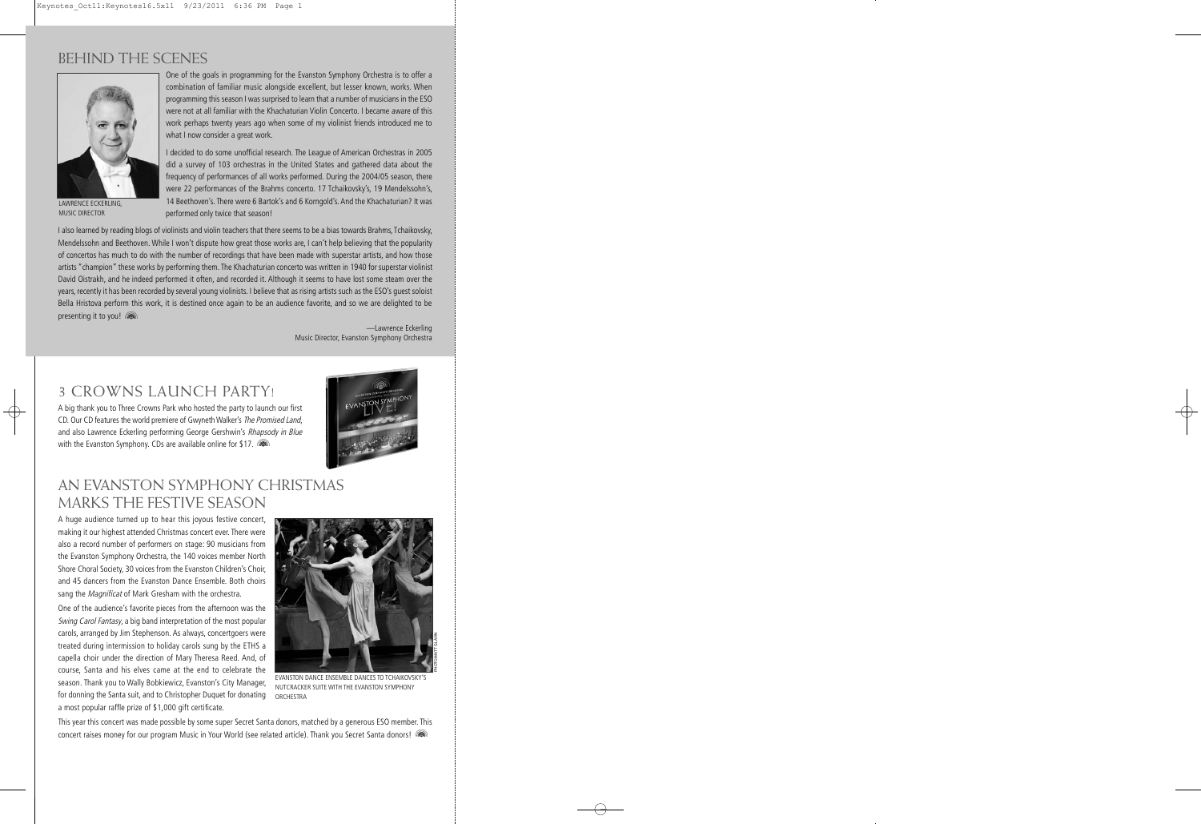## BEHIND THE SCENES

LAWRENCE ECKERLING, MUSIC DIRECTOR

One of the goals in programming for the Evanston Symphony Orchestra is to offer a combination of familiar music alongside excellent, but lesser known, works. When programming this season I was surprised to learn that a number of musicians in the ESO were not at all familiar with the Khachaturian Violin Concerto. I became aware of this work perhaps twenty years ago when some of my violinist friends introduced me to what I now consider a great work.

I decided to do some unofficial research. The League of American Orchestras in 2005 did a survey of 103 orchestras in the United States and gathered data about the frequency of performances of all works performed. During the 2004/05 season, there were 22 performances of the Brahms concerto. 17 Tchaikovsky's, 19 Mendelssohn's, 14 Beethoven's. There were 6 Bartok's and 6 Korngold's. And the Khachaturian? It was performed only twice that season!

I also learned by reading blogs of violinists and violin teachers that there seems to be a bias towards Brahms, Tchaikovsky, Mendelssohn and Beethoven. While I won't dispute how great those works are, I can't help believing that the popularity of concertos has much to do with the number of recordings that have been made with superstar artists, and how those artists "champion" these works by performing them. The Khachaturian concerto was written in 1940 for superstar violinist David Oistrakh, and he indeed performed it often, and recorded it. Although it seems to have lost some steam over the years, recently it has been recorded by several young violinists. I believe that as rising artists such as the ESO's guest soloist Bella Hristova perform this work, it is destined once again to be an audience favorite, and so we are delighted to be presenting it to you!

—Lawrence Eckerling
Music Director, Evanston Symphony Orchestra

## 3 CROWNS LAUNCH PARTY!

A big thank you to Three Crowns Park who hosted the party to launch our first CD. Our CD features the world premiere of Gwyneth Walker's *The Promised Land*, and also Lawrence Eckerling performing George Gershwin's *Rhapsody in Blue* with the Evanston Symphony. CDs are available online for $17.

## AN EVANSTON SYMPHONY CHRISTMAS MARKS THE FESTIVE SEASON

A huge audience turned up to hear this joyous festive concert, making it our highest attended Christmas concert ever. There were also a record number of performers on stage: 90 musicians from the Evanston Symphony Orchestra, the 140 voices member North Shore Choral Society, 30 voices from the Evanston Children's Choir, and 45 dancers from the Evanston Dance Ensemble. Both choirs sang the *Magnificat* of Mark Gresham with the orchestra.

One of the audience's favorite pieces from the afternoon was the *Swing Carol Fantasy*, a big band interpretation of the most popular carols, arranged by Jim Stephenson. As always, concertgoers were treated during intermission to holiday carols sung by the ETHS a capella choir under the direction of Mary Theresa Reed. And, of course, Santa and his elves came at the end to celebrate the season. Thank you to Wally Bobkiewicz, Evanston's City Manager, for donning the Santa suit, and to Christopher Duquet for donating a most popular raffle prize of $1,000 gift certificate.

EVANSTON DANCE ENSEMBLE DANCES TO TCHAIKOVSKY'S NUTCRACKER SUITE WITH THE EVANSTON SYMPHONY ORCHESTRA

This year this concert was made possible by some super Secret Santa donors, matched by a generous ESO member. This concert raises money for our program Music in Your World (see related article). Thank you Secret Santa donors!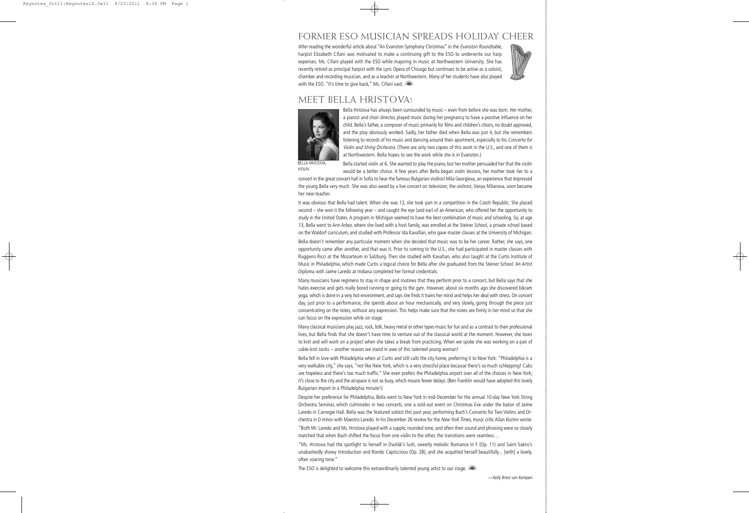# FORMER ESO MUSICIAN SPREADS HOLIDAY CHEER

After reading the wonderful article about "An Evanston Symphony Christmas" in the *Evanston Roundtable*, harpist Elizabeth Cifani was motivated to make a continuing gift to the ESO to underwrite our harp expenses. Ms. Cifani played with the ESO while majoring in music at Northwestern University. She has recently retired as principal harpist with the Lyric Opera of Chicago but continues to be active as a soloist, chamber and recording musician, and as a teacher at Northwestern. Many of her students have also played with the ESO. "It's time to give back," Ms. Cifani said.

# MEET BELLA HRISTOVA!

BELLA HRISTOVA, VIOLIN

Bella Hristova has always been surrounded by music – even from before she was born. Her mother, a pianist and choir director, played music during her pregnancy to have a positive influence on her child. Bella's father, a composer of music primarily for films and children's choirs, no doubt approved, and the ploy obviously worked. Sadly, her father died when Bella was just 4, but she remembers listening to records of his music and dancing around their apartment, especially to his *Concerto for Violin and String Orchestra*. (There are only two copies of this work in the U.S., and one of them is at Northwestern. Bella hopes to see the work while she is in Evanston.)

Bella started violin at 6. She wanted to play the piano, but her mother persuaded her that the violin would be a better choice. A few years after Bella began violin lessons, her mother took her to a concert in the great concert hall in Sofia to hear the famous Bulgarian violinist Mila Georgieva, an experience that impressed the young Bella very much. She was also awed by a live concert on television; the violinist, Vanya Milanova, soon became her new teacher.

It was obvious that Bella had talent. When she was 12, she took part in a competition in the Czech Republic. She placed second – she won it the following year – and caught the eye (and ear) of an American, who offered her the opportunity to study in the United States. A program in Michigan seemed to have the best combination of music and schooling. So, at age 13, Bella went to Ann Arbor, where she lived with a host family, was enrolled at the Steiner School, a private school based on the Waldorf curriculum, and studied with Professor Ida Kavafian, who gave master classes at the University of Michigan.

Bella doesn't remember any particular moment when she decided that music was to be her career. Rather, she says, one opportunity came after another, and that was it. Prior to coming to the U.S., she had participated in master classes with Ruggiero Ricci at the Mozarteum in Salzburg. Then she studied with Kavafian, who also taught at the Curtis Institute of Music in Philadelphia, which made Curtis a logical choice for Bella after she graduated from the Steiner School. An Artist Diploma with Jaime Laredo at Indiana completed her formal credentials.

Many musicians have regimens to stay in shape and routines that they perform prior to a concert, but Bella says that she hates exercise and gets really bored running or going to the gym. However, about six months ago she discovered bikram yoga, which is done in a very hot environment, and says she finds it trains her mind and helps her deal with stress. On concert day, just prior to a performance, she spends about an hour mechanically, and very slowly, going through the piece just concentrating on the notes, without any expression. This helps make sure that the notes are firmly in her mind so that she can focus on the expression while on stage.

Many classical musicians play jazz, rock, folk, heavy metal or other types music for fun and as a contrast to their professional lives, but Bella finds that she doesn't have time to venture out of the classical world at the moment. However, she loves to knit and will work on a project when she takes a break from practicing. When we spoke she was working on a pair of cable-knit socks – another reason we stand in awe of this talented young woman!

Bella fell in love with Philadelphia when at Curtis and still calls the city home, preferring it to New York. "Philadelphia is a very walkable city," she says, "not like New York, which is a very stressful place because there's so much schlepping! Cabs are hopeless and there's too much traffic." She even prefers the Philadelphia airport over all of the choices in New York; it's close to the city and the airspace is not as busy, which means fewer delays. (Ben Franklin would have adopted this lovely Bulgarian import in a Philadelphia minute!)

Despite her preference for Philadelphia, Bella went to New York in mid-December for the annual 10-day New York String Orchestra Seminar, which culminates in two concerts, one a sold-out event on Christmas Eve under the baton of Jaime Laredo in Carnegie Hall. Bella was the featured soloist this past year, performing Bach's Concerto for Two Violins and Orchestra in D minor with Maestro Laredo. In his December 26 review for the *New York Times*, music critic Allan Kozinn wrote:

"Both Mr. Laredo and Ms. Hristova played with a supple, rounded tone, and often their sound and phrasing were so closely matched that when Bach shifted the focus from one violin to the other, the transitions were seamless…

"Ms. Hristova had the spotlight to herself in Dvořák's lush, sweetly melodic Romance in F (Op. 11) and Saint-Saëns's unabashedly showy Introduction and Rondo Capriccioso (Op. 28), and she acquitted herself beautifully... [with] a lovely, often soaring tone."

The ESO is delighted to welcome this extraordinarily talented young artist to our stage.

*—Kelly Brest van Kempen*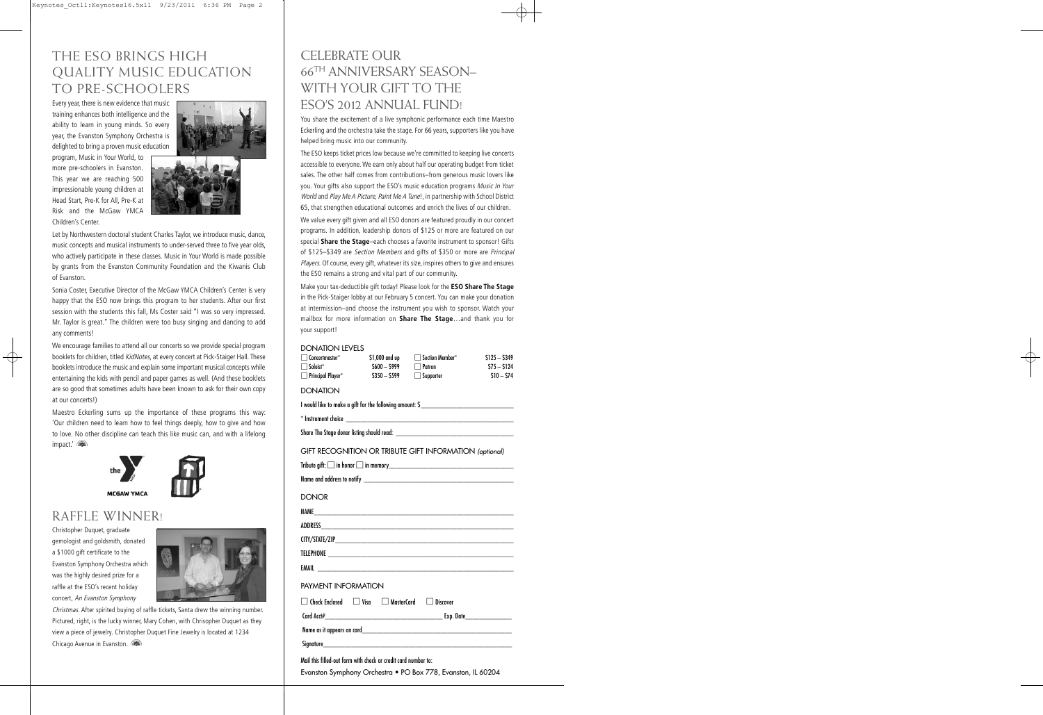# THE ESO BRINGS HIGH QUALITY MUSIC EDUCATION TO PRE-SCHOOLERS

Every year, there is new evidence that music training enhances both intelligence and the ability to learn in young minds. So every year, the Evanston Symphony Orchestra is delighted to bring a proven music education program, Music in Your World, to more pre-schoolers in Evanston. This year we are reaching 500 impressionable young children at Head Start, Pre-K for All, Pre-K at Risk and the McGaw YMCA Children's Center.

Let by Northwestern doctoral student Charles Taylor, we introduce music, dance, music concepts and musical instruments to under-served three to five year olds, who actively participate in these classes. Music in Your World is made possible by grants from the Evanston Community Foundation and the Kiwanis Club of Evanston.

Sonia Coster, Executive Director of the McGaw YMCA Children's Center is very happy that the ESO now brings this program to her students. After our first session with the students this fall, Ms Coster said "I was so very impressed. Mr. Taylor is great." The children were too busy singing and dancing to add any comments!

We encourage families to attend all our concerts so we provide special program booklets for children, titled *KidNotes*, at every concert at Pick-Staiger Hall. These booklets introduce the music and explain some important musical concepts while entertaining the kids with pencil and paper games as well. (And these booklets are so good that sometimes adults have been known to ask for their own copy at our concerts!)

Maestro Eckerling sums up the importance of these programs this way: 'Our children need to learn how to feel things deeply, how to give and how to love. No other discipline can teach this like music can, and with a lifelong impact.'

MCGAW YMCA

# RAFFLE WINNER!

Christopher Duquet, graduate gemologist and goldsmith, donated a $1000 gift certificate to the Evanston Symphony Orchestra which was the highly desired prize for a raffle at the ESO's recent holiday concert, *An Evanston Symphony Christmas*. After spirited buying of raffle tickets, Santa drew the winning number. Pictured, right, is the lucky winner, Mary Cohen, with Chrisopher Duquet as they view a piece of jewelry. Christopher Duquet Fine Jewelry is located at 1234 Chicago Avenue in Evanston.

# CELEBRATE OUR 66TH ANNIVERSARY SEASON– WITH YOUR GIFT TO THE ESO'S 2012 ANNUAL FUND!

You share the excitement of a live symphonic performance each time Maestro Eckerling and the orchestra take the stage. For 66 years, supporters like you have helped bring music into our community.

The ESO keeps ticket prices low because we're committed to keeping live concerts accessible to everyone. We earn only about half our operating budget from ticket sales. The other half comes from contributions–from generous music lovers like you. Your gifts also support the ESO's music education programs *Music In Your World* and *Play Me A Picture, Paint Me A Tune*!, in partnership with School District 65, that strengthen educational outcomes and enrich the lives of our children.

We value every gift given and all ESO donors are featured proudly in our concert programs. In addition, leadership donors of $125 or more are featured on our special **Share the Stage**–each chooses a favorite instrument to sponsor! Gifts of $125–$349 are *Section Members* and gifts of $350 or more are *Principal Players*. Of course, every gift, whatever its size, inspires others to give and ensures the ESO remains a strong and vital part of our community.

Make your tax-deductible gift today! Please look for the **ESO Share The Stage** in the Pick-Staiger lobby at our February 5 concert. You can make your donation at intermission–and choose the instrument you wish to sponsor. Watch your mailbox for more information on **Share The Stage**…and thank you for your support!

## DONATION LEVELS

| | | | |
|---|---|---|---|
| ☐ Concertmaster* | $1,000 and up | ☐ Section Member* | $125 – $349 |
| ☐ Soloist* | $600 – $999 | ☐ Patron | $75 – $124 |
| ☐ Principal Player* | $350 – $599 | ☐ Supporter | $10 – $74 |

## DONATION

I would like to make a gift for the following amount: $____________________

* Instrument choice ____________________

Share The Stage donor listing should read: ____________________

## GIFT RECOGNITION OR TRIBUTE GIFT INFORMATION *(optional)*

Tribute gift: ☐ in honor ☐ in memory____________________

Name and address to notify ____________________

## DONOR

NAME____________________

ADDRESS____________________

CITY/STATE/ZIP____________________

TELEPHONE ____________________

EMAIL ____________________

## PAYMENT INFORMATION

☐ Check Enclosed ☐ Visa ☐ MasterCard ☐ Discover

Card Acct#____________________ Exp. Date____________

Name as it appears on card____________________

Signature____________________

Mail this filled-out form with check or credit card number to:

Evanston Symphony Orchestra • PO Box 778, Evanston, IL 60204